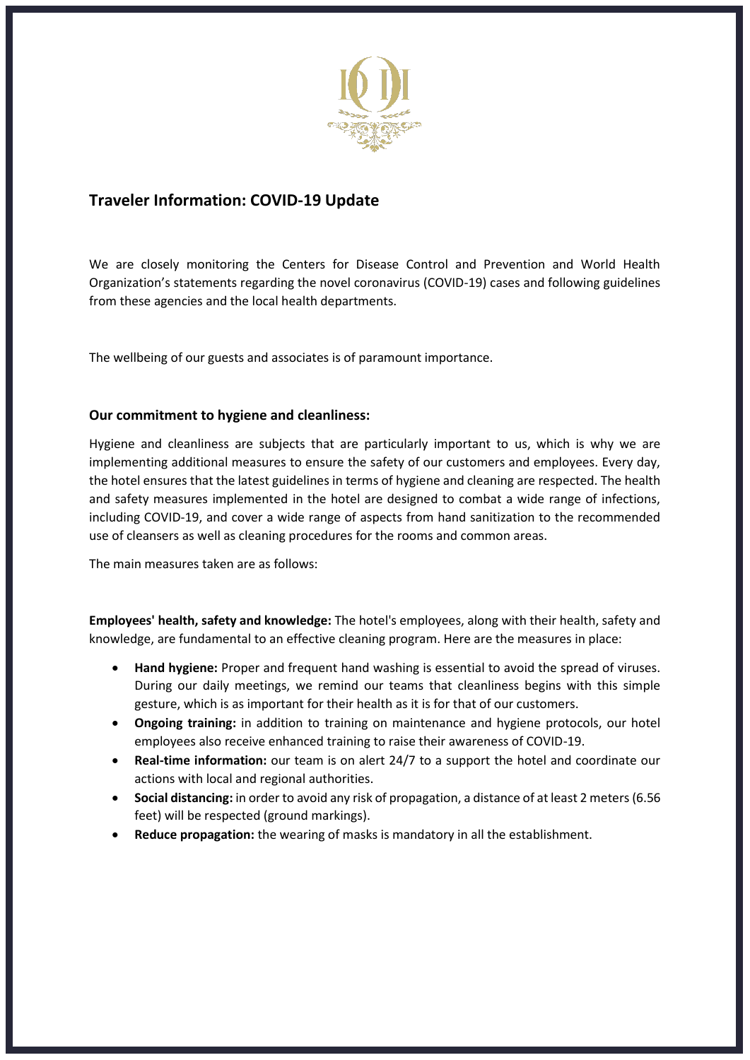## Traveler Information: COVID-19 Update

We are closely monitoring the Centers for Disease Control and Prevention and World Health Organization's statements regarding the novel coronavirus (COVID-19) cases and following guidelines from these agencies and the local health departments.

The wellbeing of our guests and associates is of paramount importance.

### Our commitment to hygiene and cleanliness:

Hygiene and cleanliness are subjects that are particularly important to us, which is why we are implementing additional measures to ensure the safety of our customers and employees. Every day, the hotel ensures that the latest guidelines in terms of hygiene and cleaning are respected. The health and safety measures implemented in the hotel are designed to combat a wide range of infections, including COVID-19, and cover a wide range of aspects from hand sanitization to the recommended use of cleansers as well as cleaning procedures for the rooms and common areas.

The main measures taken are as follows:

**Employees' health, safety and knowledge:** The hotel's employees, along with their health, safety and knowledge, are fundamental to an effective cleaning program. Here are the measures in place:

- **Hand hygiene:** Proper and frequent hand washing is essential to avoid the spread of viruses. During our daily meetings, we remind our teams that cleanliness begins with this simple gesture, which is as important for their health as it is for that of our customers.
- **Ongoing training:** in addition to training on maintenance and hygiene protocols, our hotel employees also receive enhanced training to raise their awareness of COVID-19.
- **Real-time information:** our team is on alert 24/7 to a support the hotel and coordinate our actions with local and regional authorities.
- **Social distancing:** in order to avoid any risk of propagation, a distance of at least 2 meters (6.56 feet) will be respected (ground markings).
- **Reduce propagation:** the wearing of masks is mandatory in all the establishment.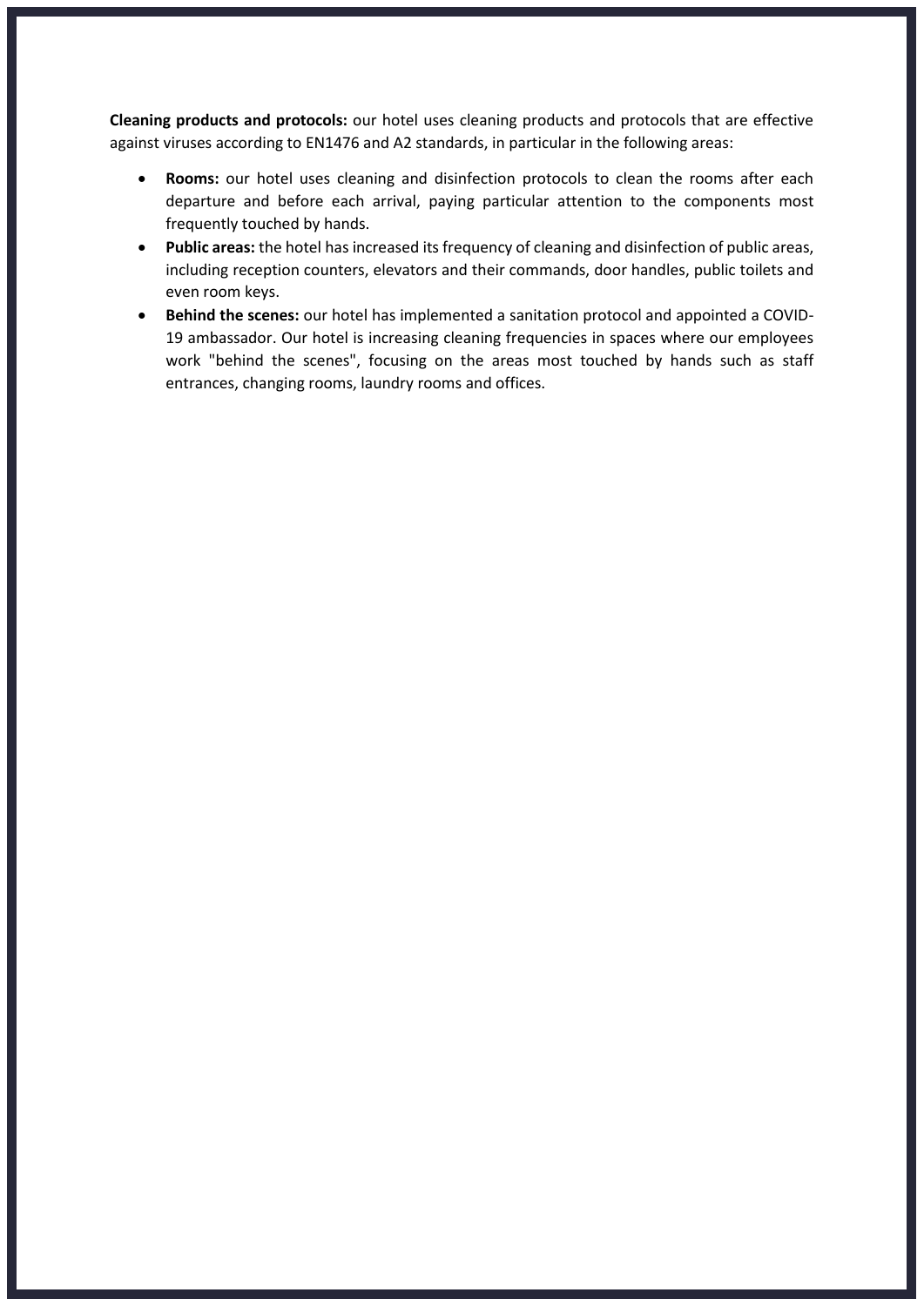**Cleaning products and protocols:** our hotel uses cleaning products and protocols that are effective against viruses according to EN1476 and A2 standards, in particular in the following areas:

- **Rooms:** our hotel uses cleaning and disinfection protocols to clean the rooms after each departure and before each arrival, paying particular attention to the components most frequently touched by hands.
- **Public areas:** the hotel has increased its frequency of cleaning and disinfection of public areas, including reception counters, elevators and their commands, door handles, public toilets and even room keys.
- **Behind the scenes:** our hotel has implemented a sanitation protocol and appointed a COVID-19 ambassador. Our hotel is increasing cleaning frequencies in spaces where our employees work "behind the scenes", focusing on the areas most touched by hands such as staff entrances, changing rooms, laundry rooms and offices.